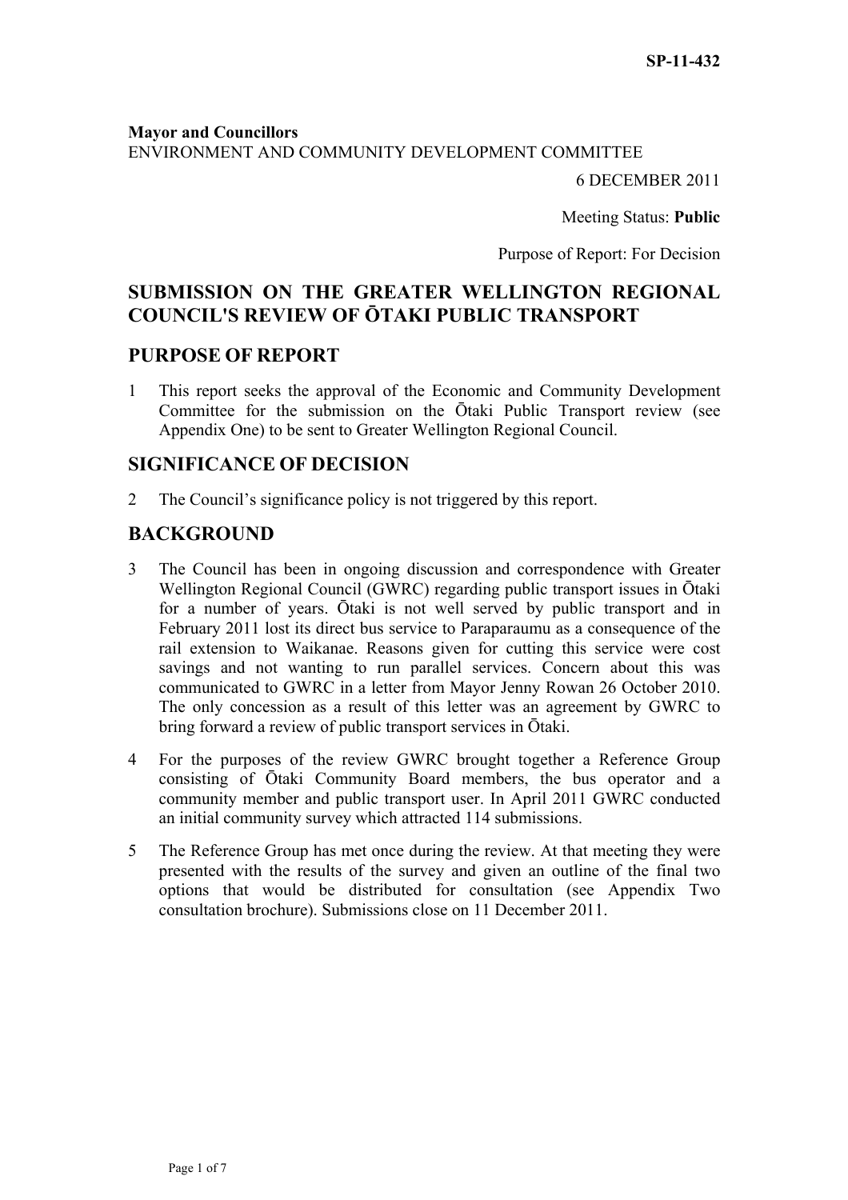SP-11-432

**Mayor and Councillors**
ENVIRONMENT AND COMMUNITY DEVELOPMENT COMMITTEE

6 DECEMBER 2011

Meeting Status: **Public**

Purpose of Report: For Decision

## SUBMISSION ON THE GREATER WELLINGTON REGIONAL COUNCIL'S REVIEW OF ŌTAKI PUBLIC TRANSPORT

## PURPOSE OF REPORT

1 This report seeks the approval of the Economic and Community Development Committee for the submission on the Ōtaki Public Transport review (see Appendix One) to be sent to Greater Wellington Regional Council.

## SIGNIFICANCE OF DECISION

2 The Council's significance policy is not triggered by this report.

## BACKGROUND

3 The Council has been in ongoing discussion and correspondence with Greater Wellington Regional Council (GWRC) regarding public transport issues in Ōtaki for a number of years. Ōtaki is not well served by public transport and in February 2011 lost its direct bus service to Paraparaumu as a consequence of the rail extension to Waikanae. Reasons given for cutting this service were cost savings and not wanting to run parallel services. Concern about this was communicated to GWRC in a letter from Mayor Jenny Rowan 26 October 2010. The only concession as a result of this letter was an agreement by GWRC to bring forward a review of public transport services in Ōtaki.

4 For the purposes of the review GWRC brought together a Reference Group consisting of Ōtaki Community Board members, the bus operator and a community member and public transport user. In April 2011 GWRC conducted an initial community survey which attracted 114 submissions.

5 The Reference Group has met once during the review. At that meeting they were presented with the results of the survey and given an outline of the final two options that would be distributed for consultation (see Appendix Two consultation brochure). Submissions close on 11 December 2011.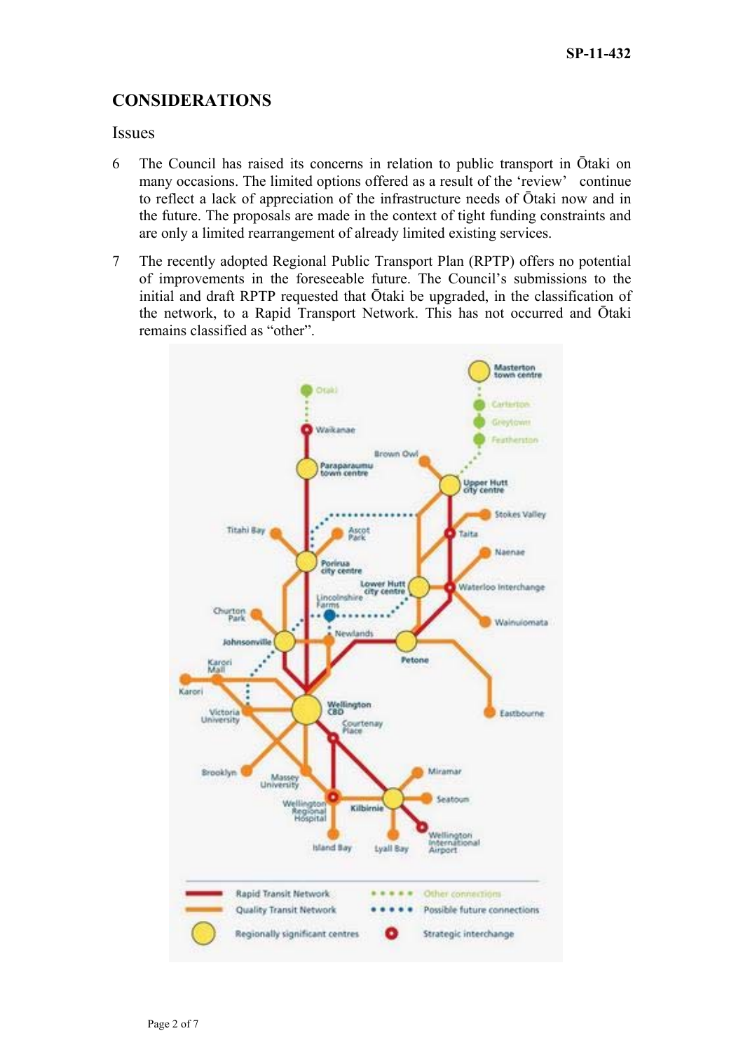## CONSIDERATIONS

### Issues

6 The Council has raised its concerns in relation to public transport in Ōtaki on many occasions. The limited options offered as a result of the 'review' continue to reflect a lack of appreciation of the infrastructure needs of Ōtaki now and in the future. The proposals are made in the context of tight funding constraints and are only a limited rearrangement of already limited existing services.

7 The recently adopted Regional Public Transport Plan (RPTP) offers no potential of improvements in the foreseeable future. The Council's submissions to the initial and draft RPTP requested that Ōtaki be upgraded, in the classification of the network, to a Rapid Transport Network. This has not occurred and Ōtaki remains classified as "other".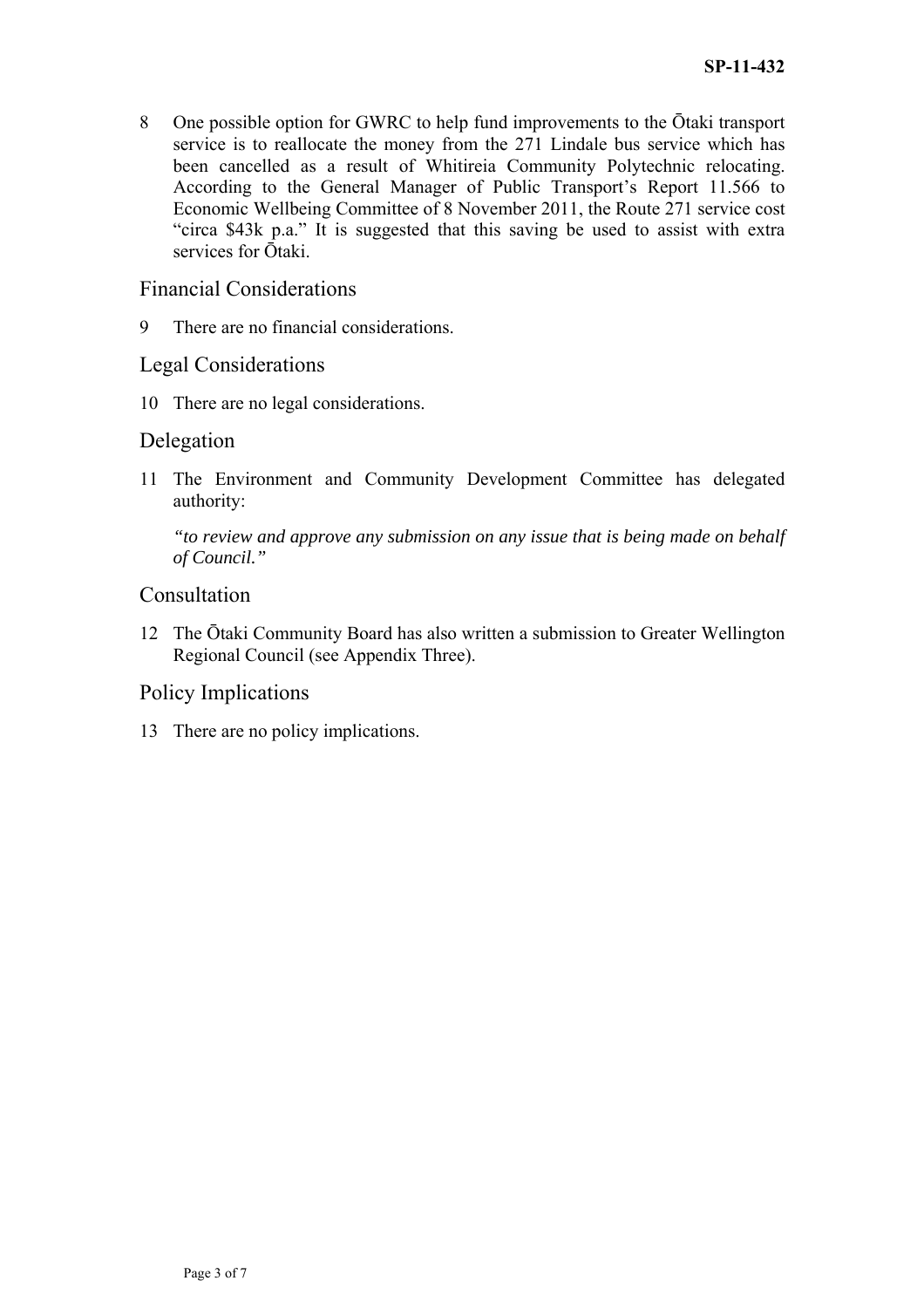8 One possible option for GWRC to help fund improvements to the Ōtaki transport service is to reallocate the money from the 271 Lindale bus service which has been cancelled as a result of Whitireia Community Polytechnic relocating. According to the General Manager of Public Transport's Report 11.566 to Economic Wellbeing Committee of 8 November 2011, the Route 271 service cost "circa $43k p.a." It is suggested that this saving be used to assist with extra services for Ōtaki.

## Financial Considerations

9 There are no financial considerations.

## Legal Considerations

10 There are no legal considerations.

## Delegation

11 The Environment and Community Development Committee has delegated authority:

*"to review and approve any submission on any issue that is being made on behalf of Council."*

## Consultation

12 The Ōtaki Community Board has also written a submission to Greater Wellington Regional Council (see Appendix Three).

## Policy Implications

13 There are no policy implications.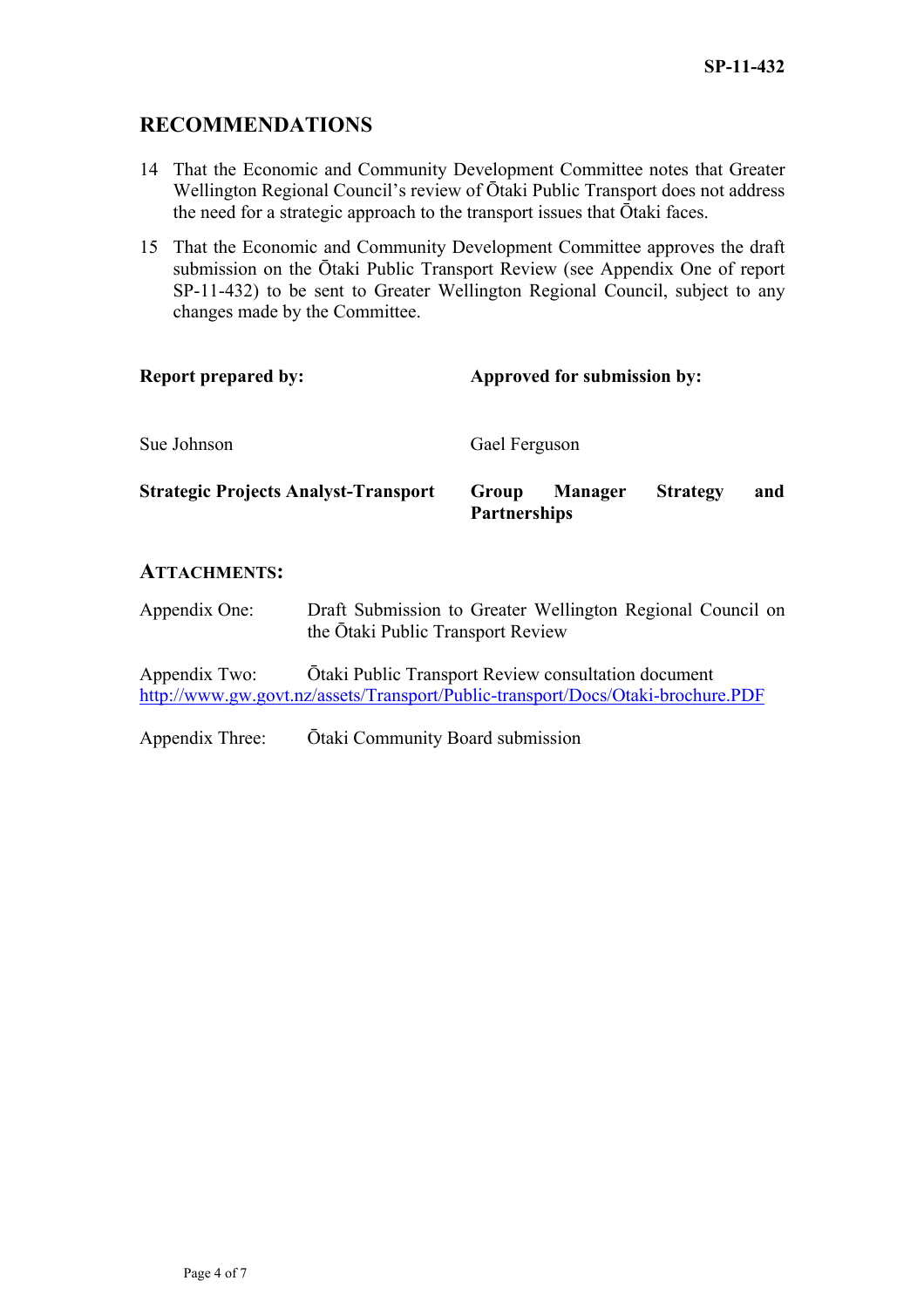## RECOMMENDATIONS

14 That the Economic and Community Development Committee notes that Greater Wellington Regional Council's review of Ōtaki Public Transport does not address the need for a strategic approach to the transport issues that Ōtaki faces.

15 That the Economic and Community Development Committee approves the draft submission on the Ōtaki Public Transport Review (see Appendix One of report SP-11-432) to be sent to Greater Wellington Regional Council, subject to any changes made by the Committee.

| **Report prepared by:** | **Approved for submission by:** |
|---|---|
| Sue Johnson | Gael Ferguson |
| **Strategic Projects Analyst-Transport** | **Group Manager Strategy and Partnerships** |

### ATTACHMENTS:

Appendix One: Draft Submission to Greater Wellington Regional Council on the Ōtaki Public Transport Review

Appendix Two: Ōtaki Public Transport Review consultation document
http://www.gw.govt.nz/assets/Transport/Public-transport/Docs/Otaki-brochure.PDF

Appendix Three: Ōtaki Community Board submission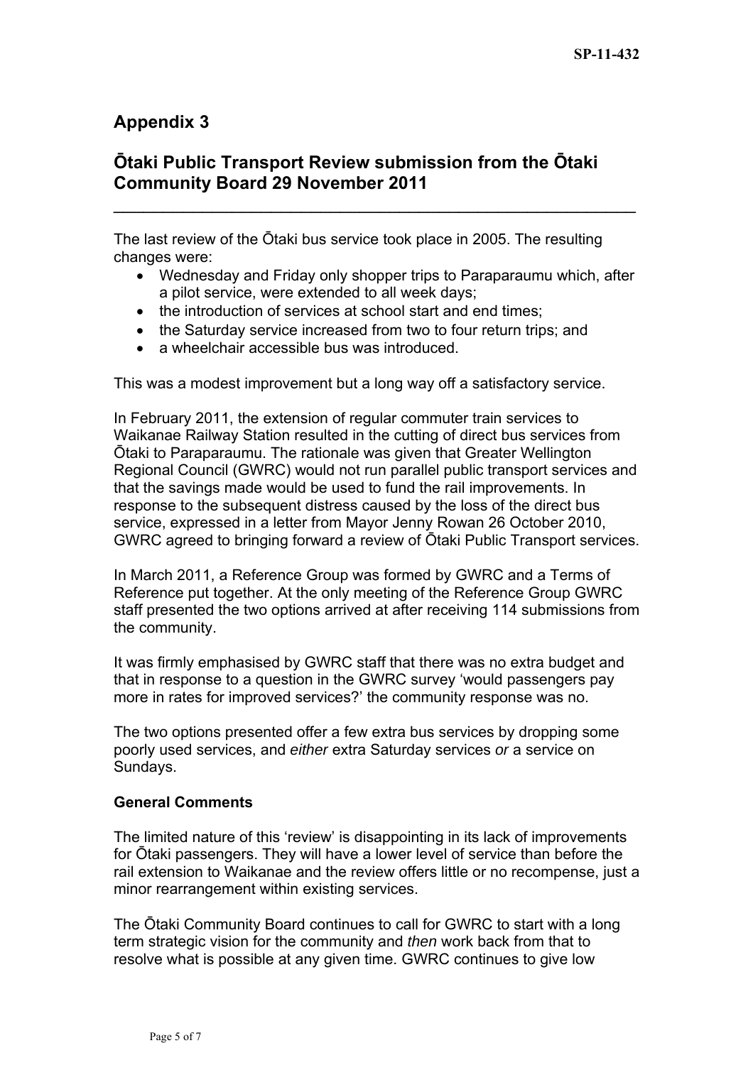## Appendix 3

## Ōtaki Public Transport Review submission from the Ōtaki Community Board 29 November 2011

---

The last review of the Ōtaki bus service took place in 2005. The resulting changes were:

- Wednesday and Friday only shopper trips to Paraparaumu which, after a pilot service, were extended to all week days;
- the introduction of services at school start and end times;
- the Saturday service increased from two to four return trips; and
- a wheelchair accessible bus was introduced.

This was a modest improvement but a long way off a satisfactory service.

In February 2011, the extension of regular commuter train services to Waikanae Railway Station resulted in the cutting of direct bus services from Ōtaki to Paraparaumu. The rationale was given that Greater Wellington Regional Council (GWRC) would not run parallel public transport services and that the savings made would be used to fund the rail improvements. In response to the subsequent distress caused by the loss of the direct bus service, expressed in a letter from Mayor Jenny Rowan 26 October 2010, GWRC agreed to bringing forward a review of Ōtaki Public Transport services.

In March 2011, a Reference Group was formed by GWRC and a Terms of Reference put together. At the only meeting of the Reference Group GWRC staff presented the two options arrived at after receiving 114 submissions from the community.

It was firmly emphasised by GWRC staff that there was no extra budget and that in response to a question in the GWRC survey 'would passengers pay more in rates for improved services?' the community response was no.

The two options presented offer a few extra bus services by dropping some poorly used services, and *either* extra Saturday services *or* a service on Sundays.

**General Comments**

The limited nature of this 'review' is disappointing in its lack of improvements for Ōtaki passengers. They will have a lower level of service than before the rail extension to Waikanae and the review offers little or no recompense, just a minor rearrangement within existing services.

The Ōtaki Community Board continues to call for GWRC to start with a long term strategic vision for the community and *then* work back from that to resolve what is possible at any given time. GWRC continues to give low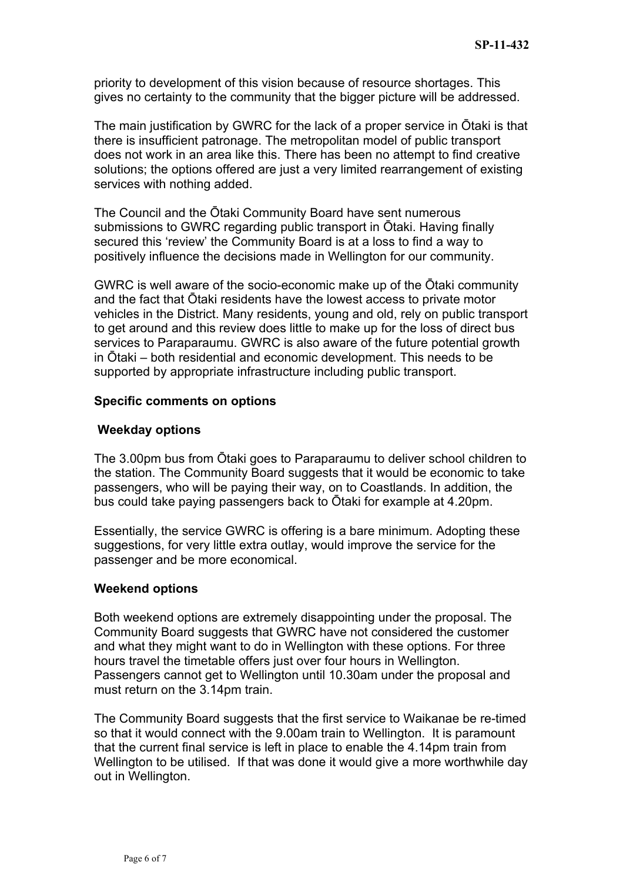priority to development of this vision because of resource shortages. This gives no certainty to the community that the bigger picture will be addressed.

The main justification by GWRC for the lack of a proper service in Ōtaki is that there is insufficient patronage. The metropolitan model of public transport does not work in an area like this. There has been no attempt to find creative solutions; the options offered are just a very limited rearrangement of existing services with nothing added.

The Council and the Ōtaki Community Board have sent numerous submissions to GWRC regarding public transport in Ōtaki. Having finally secured this 'review' the Community Board is at a loss to find a way to positively influence the decisions made in Wellington for our community.

GWRC is well aware of the socio-economic make up of the Ōtaki community and the fact that Ōtaki residents have the lowest access to private motor vehicles in the District. Many residents, young and old, rely on public transport to get around and this review does little to make up for the loss of direct bus services to Paraparaumu. GWRC is also aware of the future potential growth in Ōtaki – both residential and economic development. This needs to be supported by appropriate infrastructure including public transport.

**Specific comments on options**

**Weekday options**

The 3.00pm bus from Ōtaki goes to Paraparaumu to deliver school children to the station. The Community Board suggests that it would be economic to take passengers, who will be paying their way, on to Coastlands. In addition, the bus could take paying passengers back to Ōtaki for example at 4.20pm.

Essentially, the service GWRC is offering is a bare minimum. Adopting these suggestions, for very little extra outlay, would improve the service for the passenger and be more economical.

**Weekend options**

Both weekend options are extremely disappointing under the proposal. The Community Board suggests that GWRC have not considered the customer and what they might want to do in Wellington with these options. For three hours travel the timetable offers just over four hours in Wellington. Passengers cannot get to Wellington until 10.30am under the proposal and must return on the 3.14pm train.

The Community Board suggests that the first service to Waikanae be re-timed so that it would connect with the 9.00am train to Wellington. It is paramount that the current final service is left in place to enable the 4.14pm train from Wellington to be utilised. If that was done it would give a more worthwhile day out in Wellington.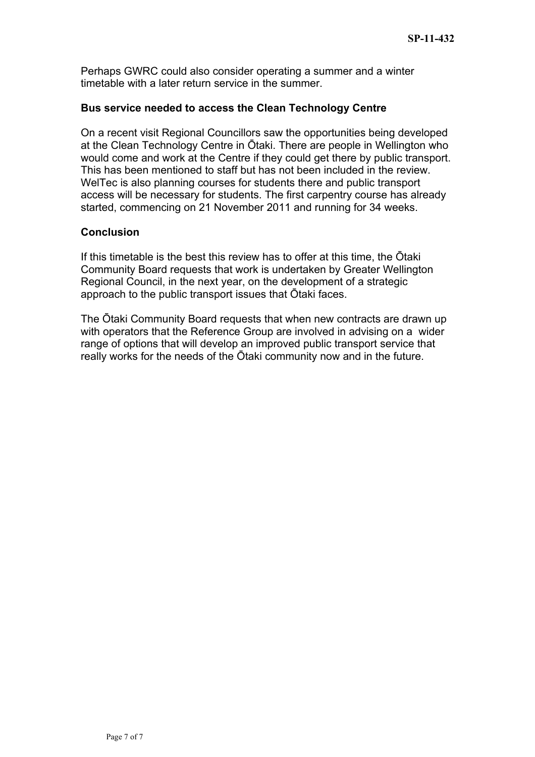Perhaps GWRC could also consider operating a summer and a winter timetable with a later return service in the summer.

**Bus service needed to access the Clean Technology Centre**

On a recent visit Regional Councillors saw the opportunities being developed at the Clean Technology Centre in Ōtaki. There are people in Wellington who would come and work at the Centre if they could get there by public transport. This has been mentioned to staff but has not been included in the review. WelTec is also planning courses for students there and public transport access will be necessary for students. The first carpentry course has already started, commencing on 21 November 2011 and running for 34 weeks.

**Conclusion**

If this timetable is the best this review has to offer at this time, the Ōtaki Community Board requests that work is undertaken by Greater Wellington Regional Council, in the next year, on the development of a strategic approach to the public transport issues that Ōtaki faces.

The Ōtaki Community Board requests that when new contracts are drawn up with operators that the Reference Group are involved in advising on a wider range of options that will develop an improved public transport service that really works for the needs of the Ōtaki community now and in the future.